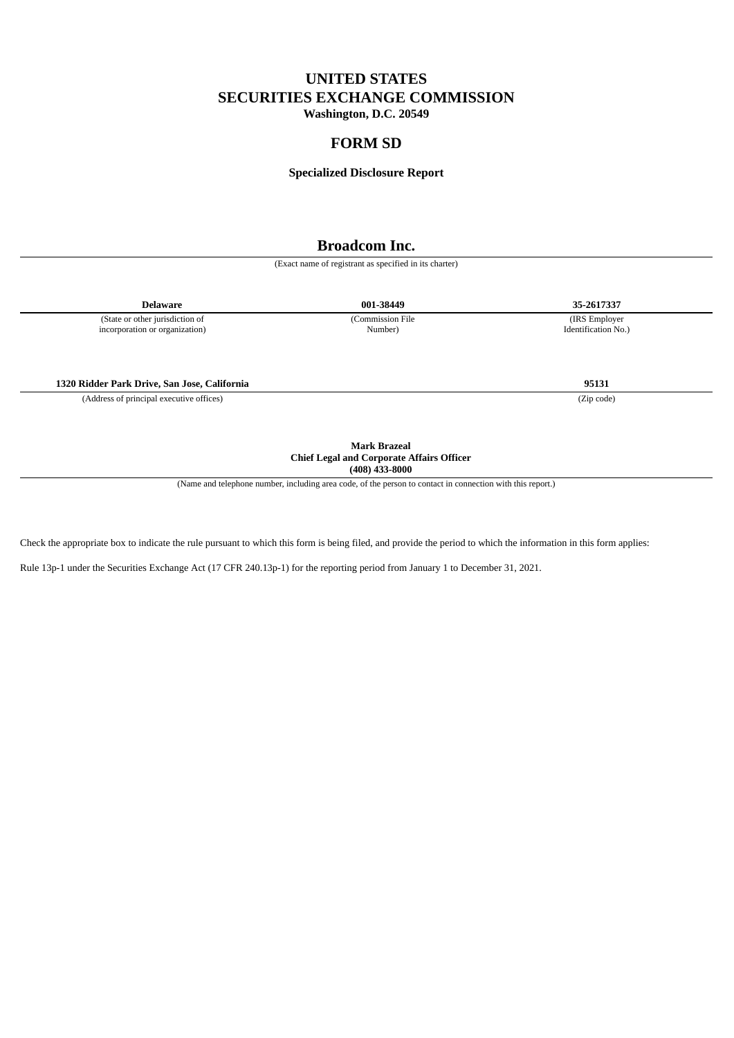# UNITED STATES
# SECURITIES EXCHANGE COMMISSION
**Washington, D.C. 20549**

## FORM SD

**Specialized Disclosure Report**

# Broadcom Inc.

(Exact name of registrant as specified in its charter)

| **Delaware** | **001-38449** | **35-2617337** |
|---|---|---|
| (State or other jurisdiction of incorporation or organization) | (Commission File Number) | (IRS Employer Identification No.) |

| **1320 Ridder Park Drive, San Jose, California** | **95131** |
|---|---|
| (Address of principal executive offices) | (Zip code) |

**Mark Brazeal**
**Chief Legal and Corporate Affairs Officer**
**(408) 433-8000**

(Name and telephone number, including area code, of the person to contact in connection with this report.)

Check the appropriate box to indicate the rule pursuant to which this form is being filed, and provide the period to which the information in this form applies:

Rule 13p-1 under the Securities Exchange Act (17 CFR 240.13p-1) for the reporting period from January 1 to December 31, 2021.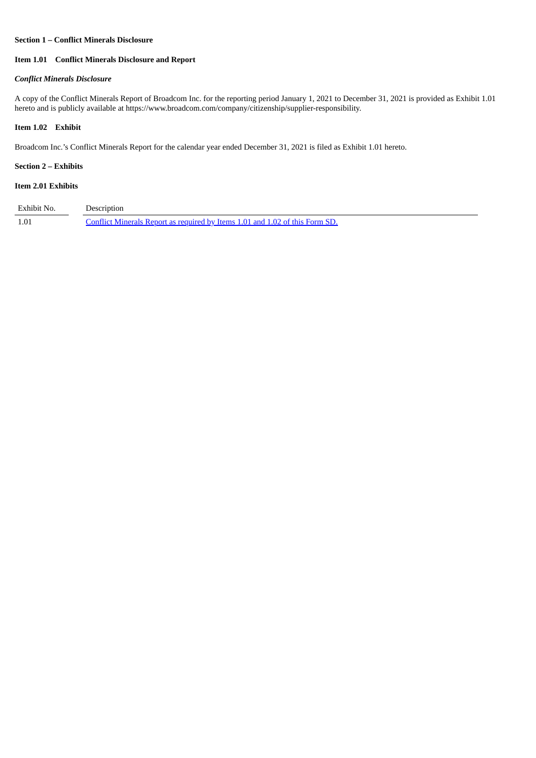**Section 1 – Conflict Minerals Disclosure**

**Item 1.01 Conflict Minerals Disclosure and Report**

***Conflict Minerals Disclosure***

A copy of the Conflict Minerals Report of Broadcom Inc. for the reporting period January 1, 2021 to December 31, 2021 is provided as Exhibit 1.01 hereto and is publicly available at https://www.broadcom.com/company/citizenship/supplier-responsibility.

**Item 1.02 Exhibit**

Broadcom Inc.'s Conflict Minerals Report for the calendar year ended December 31, 2021 is filed as Exhibit 1.01 hereto.

**Section 2 – Exhibits**

**Item 2.01 Exhibits**

| Exhibit No. | Description |
| --- | --- |
| 1.01 | Conflict Minerals Report as required by Items 1.01 and 1.02 of this Form SD. |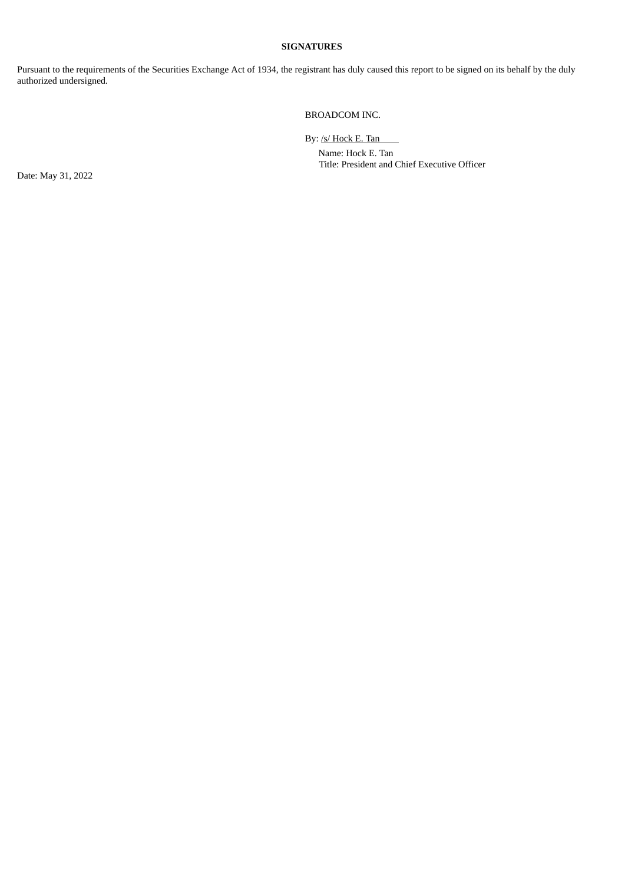**SIGNATURES**

Pursuant to the requirements of the Securities Exchange Act of 1934, the registrant has duly caused this report to be signed on its behalf by the duly authorized undersigned.

BROADCOM INC.

By: /s/ Hock E. Tan

Name: Hock E. Tan
Title: President and Chief Executive Officer

Date: May 31, 2022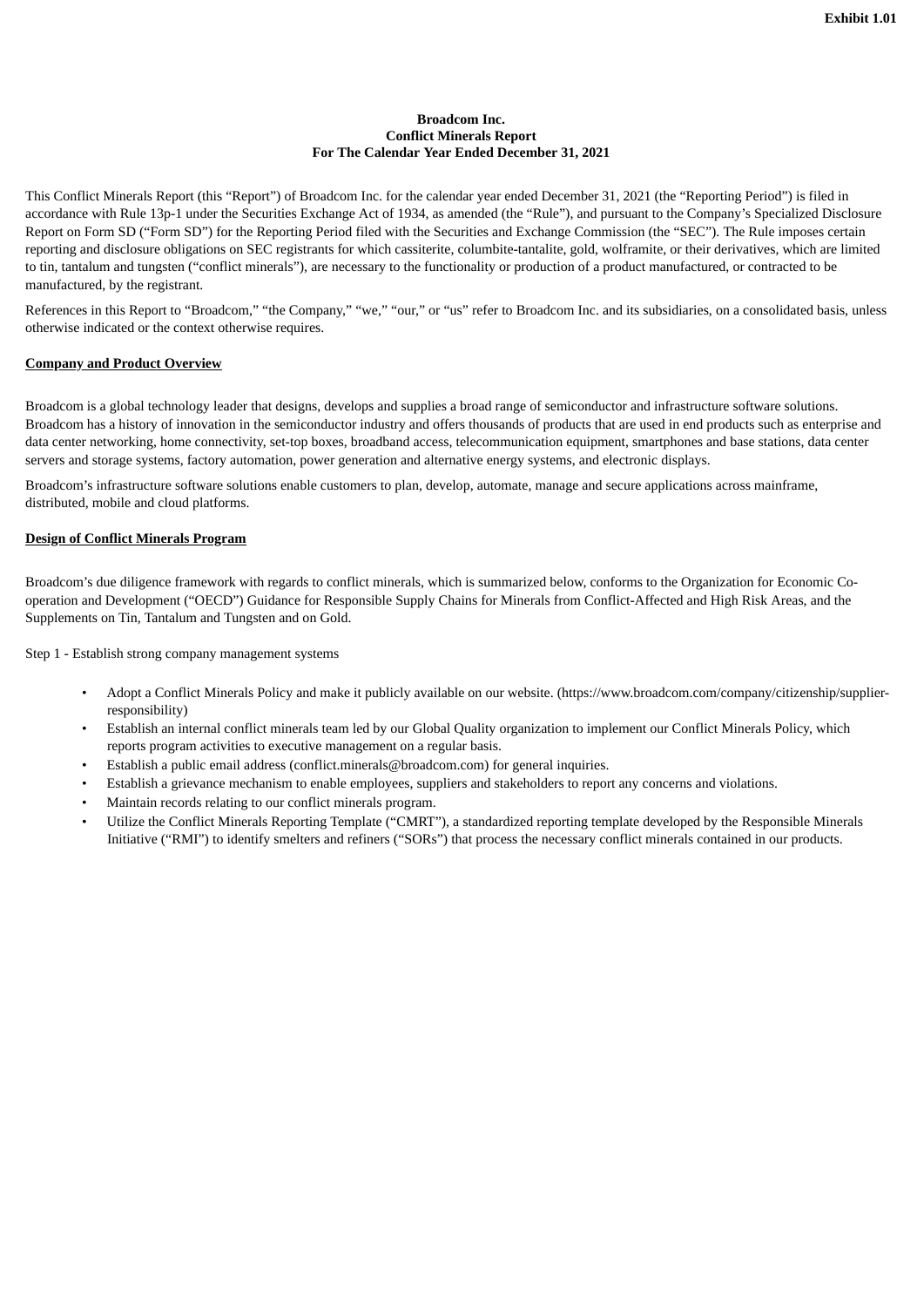**Exhibit 1.01**

**Broadcom Inc.**
**Conflict Minerals Report**
**For The Calendar Year Ended December 31, 2021**

This Conflict Minerals Report (this "Report") of Broadcom Inc. for the calendar year ended December 31, 2021 (the "Reporting Period") is filed in accordance with Rule 13p-1 under the Securities Exchange Act of 1934, as amended (the "Rule"), and pursuant to the Company's Specialized Disclosure Report on Form SD ("Form SD") for the Reporting Period filed with the Securities and Exchange Commission (the "SEC"). The Rule imposes certain reporting and disclosure obligations on SEC registrants for which cassiterite, columbite-tantalite, gold, wolframite, or their derivatives, which are limited to tin, tantalum and tungsten ("conflict minerals"), are necessary to the functionality or production of a product manufactured, or contracted to be manufactured, by the registrant.

References in this Report to "Broadcom," "the Company," "we," "our," or "us" refer to Broadcom Inc. and its subsidiaries, on a consolidated basis, unless otherwise indicated or the context otherwise requires.

**Company and Product Overview**

Broadcom is a global technology leader that designs, develops and supplies a broad range of semiconductor and infrastructure software solutions. Broadcom has a history of innovation in the semiconductor industry and offers thousands of products that are used in end products such as enterprise and data center networking, home connectivity, set-top boxes, broadband access, telecommunication equipment, smartphones and base stations, data center servers and storage systems, factory automation, power generation and alternative energy systems, and electronic displays.

Broadcom's infrastructure software solutions enable customers to plan, develop, automate, manage and secure applications across mainframe, distributed, mobile and cloud platforms.

**Design of Conflict Minerals Program**

Broadcom's due diligence framework with regards to conflict minerals, which is summarized below, conforms to the Organization for Economic Co-operation and Development ("OECD") Guidance for Responsible Supply Chains for Minerals from Conflict-Affected and High Risk Areas, and the Supplements on Tin, Tantalum and Tungsten and on Gold.

Step 1 - Establish strong company management systems

- Adopt a Conflict Minerals Policy and make it publicly available on our website. (https://www.broadcom.com/company/citizenship/supplier-responsibility)
- Establish an internal conflict minerals team led by our Global Quality organization to implement our Conflict Minerals Policy, which reports program activities to executive management on a regular basis.
- Establish a public email address (conflict.minerals@broadcom.com) for general inquiries.
- Establish a grievance mechanism to enable employees, suppliers and stakeholders to report any concerns and violations.
- Maintain records relating to our conflict minerals program.
- Utilize the Conflict Minerals Reporting Template ("CMRT"), a standardized reporting template developed by the Responsible Minerals Initiative ("RMI") to identify smelters and refiners ("SORs") that process the necessary conflict minerals contained in our products.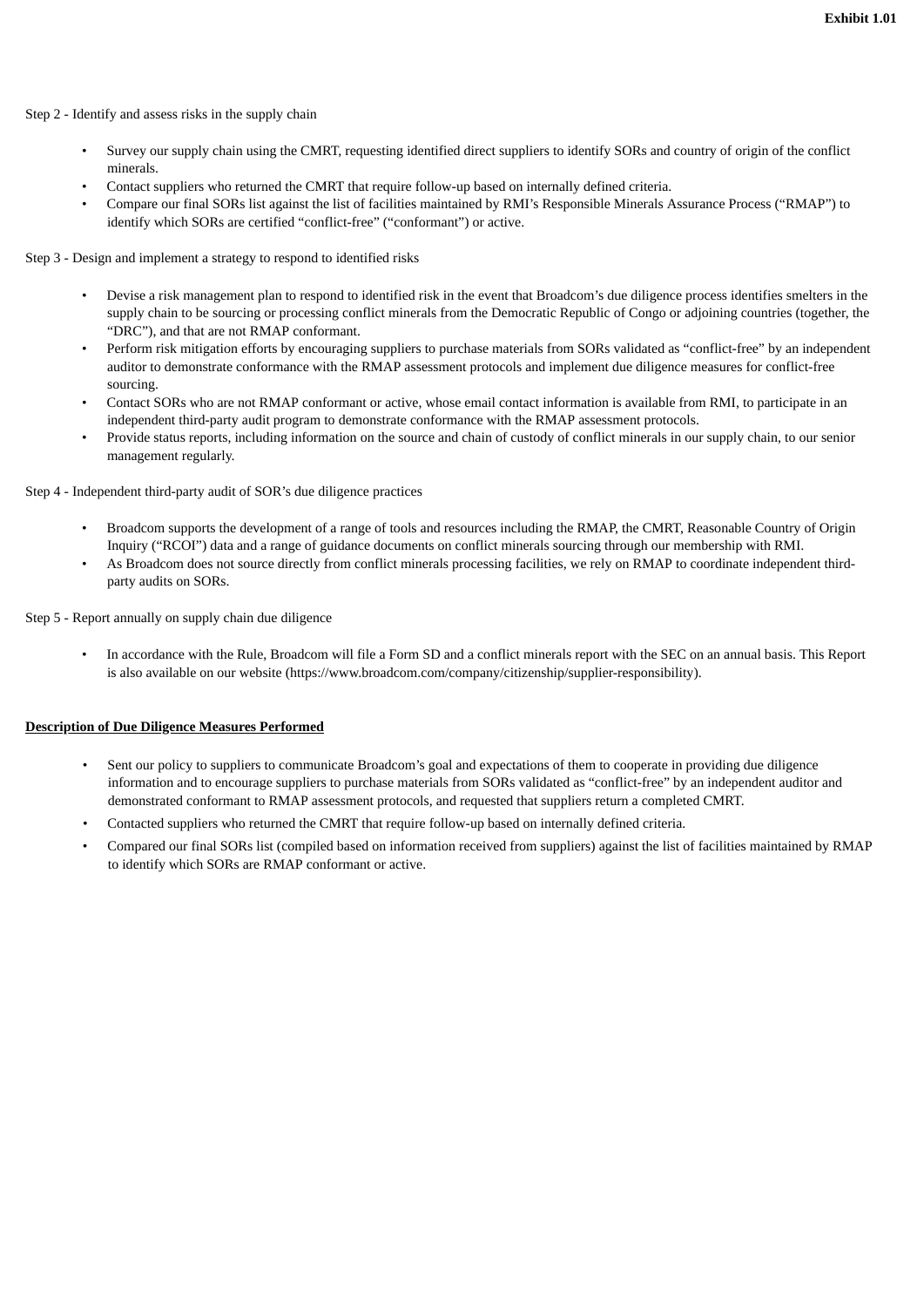Step 2 - Identify and assess risks in the supply chain

- Survey our supply chain using the CMRT, requesting identified direct suppliers to identify SORs and country of origin of the conflict minerals.
- Contact suppliers who returned the CMRT that require follow-up based on internally defined criteria.
- Compare our final SORs list against the list of facilities maintained by RMI's Responsible Minerals Assurance Process ("RMAP") to identify which SORs are certified "conflict-free" ("conformant") or active.

Step 3 - Design and implement a strategy to respond to identified risks

- Devise a risk management plan to respond to identified risk in the event that Broadcom's due diligence process identifies smelters in the supply chain to be sourcing or processing conflict minerals from the Democratic Republic of Congo or adjoining countries (together, the "DRC"), and that are not RMAP conformant.
- Perform risk mitigation efforts by encouraging suppliers to purchase materials from SORs validated as "conflict-free" by an independent auditor to demonstrate conformance with the RMAP assessment protocols and implement due diligence measures for conflict-free sourcing.
- Contact SORs who are not RMAP conformant or active, whose email contact information is available from RMI, to participate in an independent third-party audit program to demonstrate conformance with the RMAP assessment protocols.
- Provide status reports, including information on the source and chain of custody of conflict minerals in our supply chain, to our senior management regularly.

Step 4 - Independent third-party audit of SOR's due diligence practices

- Broadcom supports the development of a range of tools and resources including the RMAP, the CMRT, Reasonable Country of Origin Inquiry ("RCOI") data and a range of guidance documents on conflict minerals sourcing through our membership with RMI.
- As Broadcom does not source directly from conflict minerals processing facilities, we rely on RMAP to coordinate independent third-party audits on SORs.

Step 5 - Report annually on supply chain due diligence

- In accordance with the Rule, Broadcom will file a Form SD and a conflict minerals report with the SEC on an annual basis. This Report is also available on our website (https://www.broadcom.com/company/citizenship/supplier-responsibility).

**Description of Due Diligence Measures Performed**

- Sent our policy to suppliers to communicate Broadcom's goal and expectations of them to cooperate in providing due diligence information and to encourage suppliers to purchase materials from SORs validated as "conflict-free" by an independent auditor and demonstrated conformant to RMAP assessment protocols, and requested that suppliers return a completed CMRT.
- Contacted suppliers who returned the CMRT that require follow-up based on internally defined criteria.
- Compared our final SORs list (compiled based on information received from suppliers) against the list of facilities maintained by RMAP to identify which SORs are RMAP conformant or active.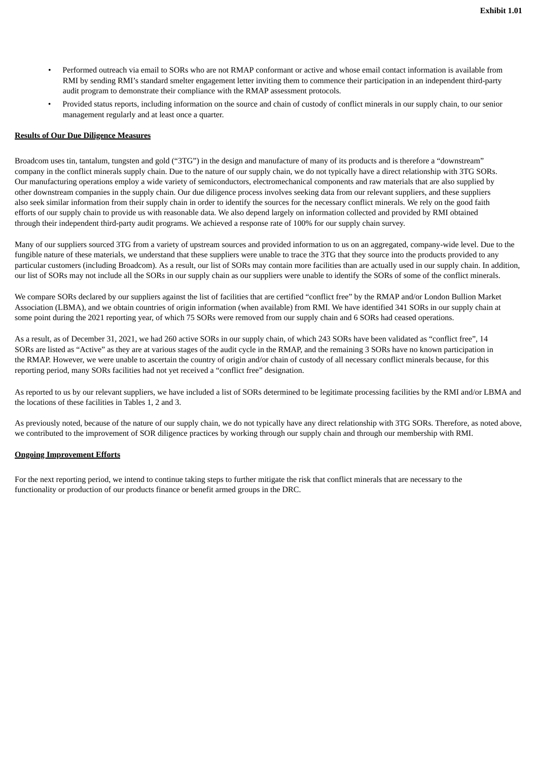- Performed outreach via email to SORs who are not RMAP conformant or active and whose email contact information is available from RMI by sending RMI's standard smelter engagement letter inviting them to commence their participation in an independent third-party audit program to demonstrate their compliance with the RMAP assessment protocols.
- Provided status reports, including information on the source and chain of custody of conflict minerals in our supply chain, to our senior management regularly and at least once a quarter.

**Results of Our Due Diligence Measures**

Broadcom uses tin, tantalum, tungsten and gold ("3TG") in the design and manufacture of many of its products and is therefore a "downstream" company in the conflict minerals supply chain. Due to the nature of our supply chain, we do not typically have a direct relationship with 3TG SORs. Our manufacturing operations employ a wide variety of semiconductors, electromechanical components and raw materials that are also supplied by other downstream companies in the supply chain. Our due diligence process involves seeking data from our relevant suppliers, and these suppliers also seek similar information from their supply chain in order to identify the sources for the necessary conflict minerals. We rely on the good faith efforts of our supply chain to provide us with reasonable data. We also depend largely on information collected and provided by RMI obtained through their independent third-party audit programs. We achieved a response rate of 100% for our supply chain survey.

Many of our suppliers sourced 3TG from a variety of upstream sources and provided information to us on an aggregated, company-wide level. Due to the fungible nature of these materials, we understand that these suppliers were unable to trace the 3TG that they source into the products provided to any particular customers (including Broadcom). As a result, our list of SORs may contain more facilities than are actually used in our supply chain. In addition, our list of SORs may not include all the SORs in our supply chain as our suppliers were unable to identify the SORs of some of the conflict minerals.

We compare SORs declared by our suppliers against the list of facilities that are certified "conflict free" by the RMAP and/or London Bullion Market Association (LBMA), and we obtain countries of origin information (when available) from RMI. We have identified 341 SORs in our supply chain at some point during the 2021 reporting year, of which 75 SORs were removed from our supply chain and 6 SORs had ceased operations.

As a result, as of December 31, 2021, we had 260 active SORs in our supply chain, of which 243 SORs have been validated as "conflict free", 14 SORs are listed as "Active" as they are at various stages of the audit cycle in the RMAP, and the remaining 3 SORs have no known participation in the RMAP. However, we were unable to ascertain the country of origin and/or chain of custody of all necessary conflict minerals because, for this reporting period, many SORs facilities had not yet received a "conflict free" designation.

As reported to us by our relevant suppliers, we have included a list of SORs determined to be legitimate processing facilities by the RMI and/or LBMA and the locations of these facilities in Tables 1, 2 and 3.

As previously noted, because of the nature of our supply chain, we do not typically have any direct relationship with 3TG SORs. Therefore, as noted above, we contributed to the improvement of SOR diligence practices by working through our supply chain and through our membership with RMI.

**Ongoing Improvement Efforts**

For the next reporting period, we intend to continue taking steps to further mitigate the risk that conflict minerals that are necessary to the functionality or production of our products finance or benefit armed groups in the DRC.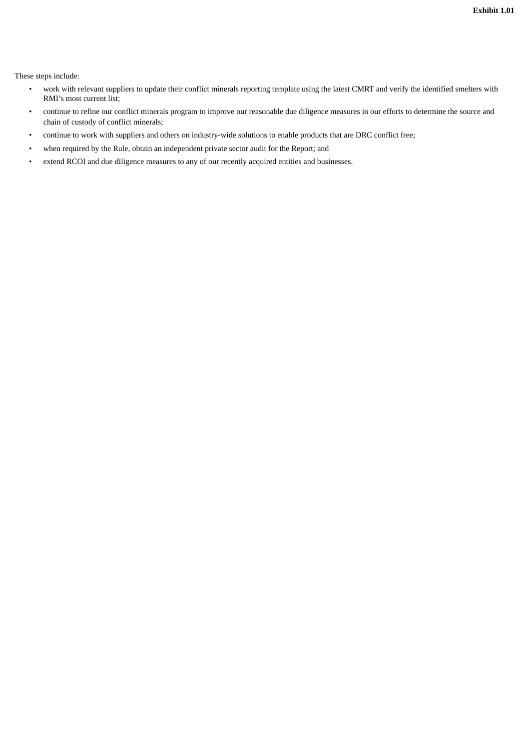These steps include:

- work with relevant suppliers to update their conflict minerals reporting template using the latest CMRT and verify the identified smelters with RMI's most current list;
- continue to refine our conflict minerals program to improve our reasonable due diligence measures in our efforts to determine the source and chain of custody of conflict minerals;
- continue to work with suppliers and others on industry-wide solutions to enable products that are DRC conflict free;
- when required by the Rule, obtain an independent private sector audit for the Report; and
- extend RCOI and due diligence measures to any of our recently acquired entities and businesses.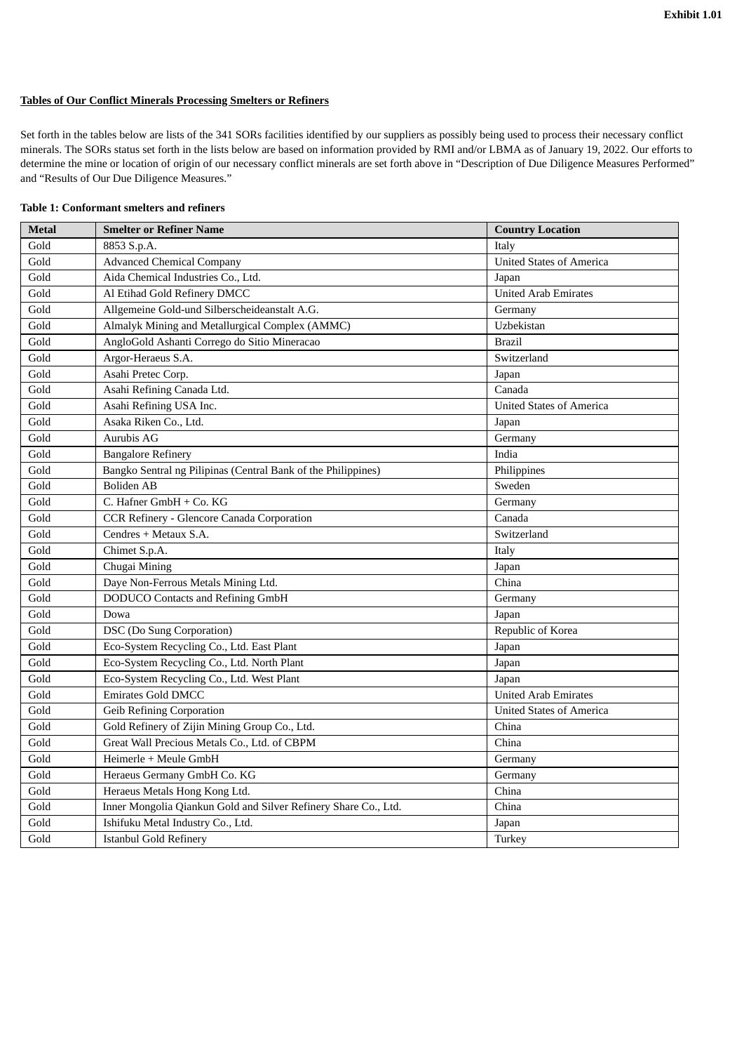Exhibit 1.01

**Tables of Our Conflict Minerals Processing Smelters or Refiners**

Set forth in the tables below are lists of the 341 SORs facilities identified by our suppliers as possibly being used to process their necessary conflict minerals. The SORs status set forth in the lists below are based on information provided by RMI and/or LBMA as of January 19, 2022. Our efforts to determine the mine or location of origin of our necessary conflict minerals are set forth above in "Description of Due Diligence Measures Performed" and "Results of Our Due Diligence Measures."

**Table 1: Conformant smelters and refiners**

| Metal | Smelter or Refiner Name | Country Location |
|---|---|---|
| Gold | 8853 S.p.A. | Italy |
| Gold | Advanced Chemical Company | United States of America |
| Gold | Aida Chemical Industries Co., Ltd. | Japan |
| Gold | Al Etihad Gold Refinery DMCC | United Arab Emirates |
| Gold | Allgemeine Gold-und Silberscheideanstalt A.G. | Germany |
| Gold | Almalyk Mining and Metallurgical Complex (AMMC) | Uzbekistan |
| Gold | AngloGold Ashanti Corrego do Sitio Mineracao | Brazil |
| Gold | Argor-Heraeus S.A. | Switzerland |
| Gold | Asahi Pretec Corp. | Japan |
| Gold | Asahi Refining Canada Ltd. | Canada |
| Gold | Asahi Refining USA Inc. | United States of America |
| Gold | Asaka Riken Co., Ltd. | Japan |
| Gold | Aurubis AG | Germany |
| Gold | Bangalore Refinery | India |
| Gold | Bangko Sentral ng Pilipinas (Central Bank of the Philippines) | Philippines |
| Gold | Boliden AB | Sweden |
| Gold | C. Hafner GmbH + Co. KG | Germany |
| Gold | CCR Refinery - Glencore Canada Corporation | Canada |
| Gold | Cendres + Metaux S.A. | Switzerland |
| Gold | Chimet S.p.A. | Italy |
| Gold | Chugai Mining | Japan |
| Gold | Daye Non-Ferrous Metals Mining Ltd. | China |
| Gold | DODUCO Contacts and Refining GmbH | Germany |
| Gold | Dowa | Japan |
| Gold | DSC (Do Sung Corporation) | Republic of Korea |
| Gold | Eco-System Recycling Co., Ltd. East Plant | Japan |
| Gold | Eco-System Recycling Co., Ltd. North Plant | Japan |
| Gold | Eco-System Recycling Co., Ltd. West Plant | Japan |
| Gold | Emirates Gold DMCC | United Arab Emirates |
| Gold | Geib Refining Corporation | United States of America |
| Gold | Gold Refinery of Zijin Mining Group Co., Ltd. | China |
| Gold | Great Wall Precious Metals Co., Ltd. of CBPM | China |
| Gold | Heimerle + Meule GmbH | Germany |
| Gold | Heraeus Germany GmbH Co. KG | Germany |
| Gold | Heraeus Metals Hong Kong Ltd. | China |
| Gold | Inner Mongolia Qiankun Gold and Silver Refinery Share Co., Ltd. | China |
| Gold | Ishifuku Metal Industry Co., Ltd. | Japan |
| Gold | Istanbul Gold Refinery | Turkey |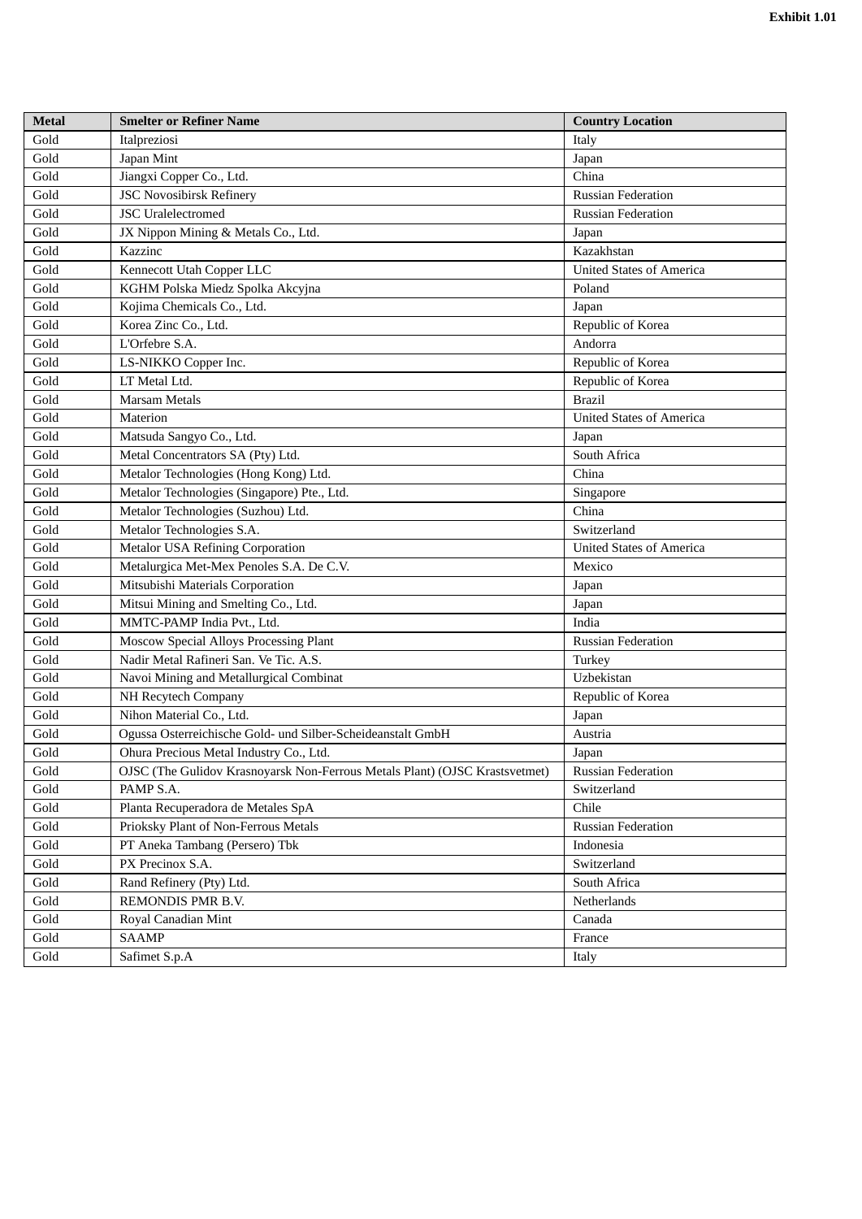**Exhibit 1.01**

| Metal | Smelter or Refiner Name | Country Location |
| --- | --- | --- |
| Gold | Italpreziosi | Italy |
| Gold | Japan Mint | Japan |
| Gold | Jiangxi Copper Co., Ltd. | China |
| Gold | JSC Novosibirsk Refinery | Russian Federation |
| Gold | JSC Uralelectromed | Russian Federation |
| Gold | JX Nippon Mining & Metals Co., Ltd. | Japan |
| Gold | Kazzinc | Kazakhstan |
| Gold | Kennecott Utah Copper LLC | United States of America |
| Gold | KGHM Polska Miedz Spolka Akcyjna | Poland |
| Gold | Kojima Chemicals Co., Ltd. | Japan |
| Gold | Korea Zinc Co., Ltd. | Republic of Korea |
| Gold | L'Orfebre S.A. | Andorra |
| Gold | LS-NIKKO Copper Inc. | Republic of Korea |
| Gold | LT Metal Ltd. | Republic of Korea |
| Gold | Marsam Metals | Brazil |
| Gold | Materion | United States of America |
| Gold | Matsuda Sangyo Co., Ltd. | Japan |
| Gold | Metal Concentrators SA (Pty) Ltd. | South Africa |
| Gold | Metalor Technologies (Hong Kong) Ltd. | China |
| Gold | Metalor Technologies (Singapore) Pte., Ltd. | Singapore |
| Gold | Metalor Technologies (Suzhou) Ltd. | China |
| Gold | Metalor Technologies S.A. | Switzerland |
| Gold | Metalor USA Refining Corporation | United States of America |
| Gold | Metalurgica Met-Mex Penoles S.A. De C.V. | Mexico |
| Gold | Mitsubishi Materials Corporation | Japan |
| Gold | Mitsui Mining and Smelting Co., Ltd. | Japan |
| Gold | MMTC-PAMP India Pvt., Ltd. | India |
| Gold | Moscow Special Alloys Processing Plant | Russian Federation |
| Gold | Nadir Metal Rafineri San. Ve Tic. A.S. | Turkey |
| Gold | Navoi Mining and Metallurgical Combinat | Uzbekistan |
| Gold | NH Recytech Company | Republic of Korea |
| Gold | Nihon Material Co., Ltd. | Japan |
| Gold | Ogussa Osterreichische Gold- und Silber-Scheideanstalt GmbH | Austria |
| Gold | Ohura Precious Metal Industry Co., Ltd. | Japan |
| Gold | OJSC (The Gulidov Krasnoyarsk Non-Ferrous Metals Plant) (OJSC Krastsvetmet) | Russian Federation |
| Gold | PAMP S.A. | Switzerland |
| Gold | Planta Recuperadora de Metales SpA | Chile |
| Gold | Prioksky Plant of Non-Ferrous Metals | Russian Federation |
| Gold | PT Aneka Tambang (Persero) Tbk | Indonesia |
| Gold | PX Precinox S.A. | Switzerland |
| Gold | Rand Refinery (Pty) Ltd. | South Africa |
| Gold | REMONDIS PMR B.V. | Netherlands |
| Gold | Royal Canadian Mint | Canada |
| Gold | SAAMP | France |
| Gold | Safimet S.p.A | Italy |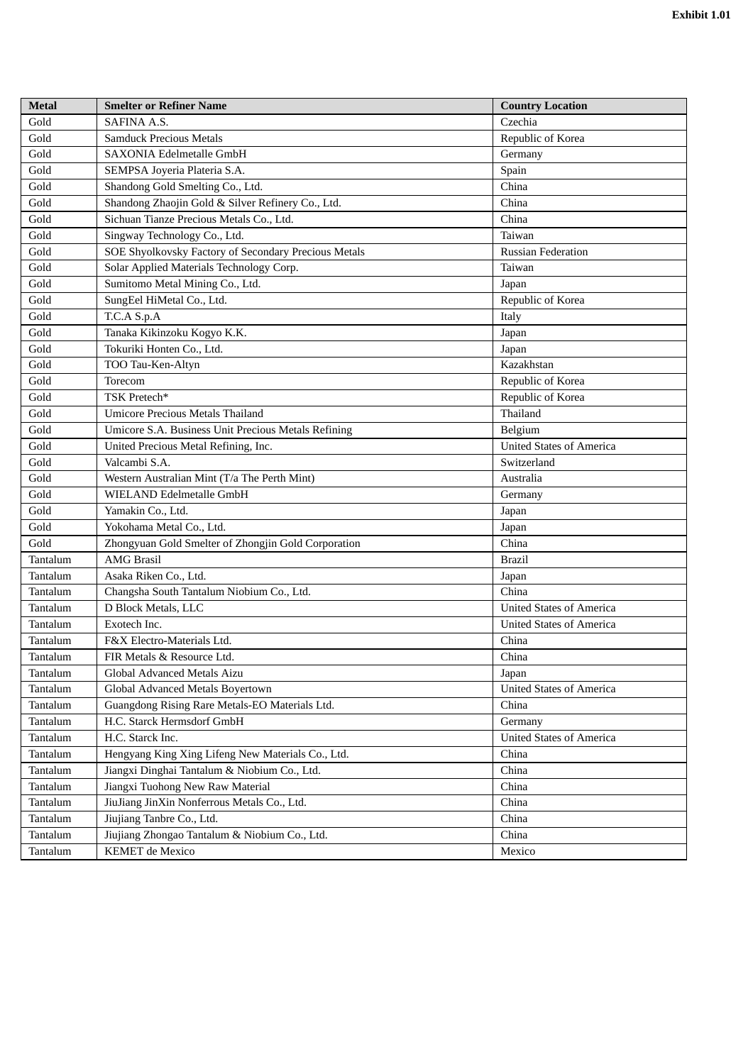| Metal | Smelter or Refiner Name | Country Location |
| --- | --- | --- |
| Gold | SAFINA A.S. | Czechia |
| Gold | Samduck Precious Metals | Republic of Korea |
| Gold | SAXONIA Edelmetalle GmbH | Germany |
| Gold | SEMPSA Joyeria Plateria S.A. | Spain |
| Gold | Shandong Gold Smelting Co., Ltd. | China |
| Gold | Shandong Zhaojin Gold & Silver Refinery Co., Ltd. | China |
| Gold | Sichuan Tianze Precious Metals Co., Ltd. | China |
| Gold | Singway Technology Co., Ltd. | Taiwan |
| Gold | SOE Shyolkovsky Factory of Secondary Precious Metals | Russian Federation |
| Gold | Solar Applied Materials Technology Corp. | Taiwan |
| Gold | Sumitomo Metal Mining Co., Ltd. | Japan |
| Gold | SungEel HiMetal Co., Ltd. | Republic of Korea |
| Gold | T.C.A S.p.A | Italy |
| Gold | Tanaka Kikinzoku Kogyo K.K. | Japan |
| Gold | Tokuriki Honten Co., Ltd. | Japan |
| Gold | TOO Tau-Ken-Altyn | Kazakhstan |
| Gold | Torecom | Republic of Korea |
| Gold | TSK Pretech* | Republic of Korea |
| Gold | Umicore Precious Metals Thailand | Thailand |
| Gold | Umicore S.A. Business Unit Precious Metals Refining | Belgium |
| Gold | United Precious Metal Refining, Inc. | United States of America |
| Gold | Valcambi S.A. | Switzerland |
| Gold | Western Australian Mint (T/a The Perth Mint) | Australia |
| Gold | WIELAND Edelmetalle GmbH | Germany |
| Gold | Yamakin Co., Ltd. | Japan |
| Gold | Yokohama Metal Co., Ltd. | Japan |
| Gold | Zhongyuan Gold Smelter of Zhongjin Gold Corporation | China |
| Tantalum | AMG Brasil | Brazil |
| Tantalum | Asaka Riken Co., Ltd. | Japan |
| Tantalum | Changsha South Tantalum Niobium Co., Ltd. | China |
| Tantalum | D Block Metals, LLC | United States of America |
| Tantalum | Exotech Inc. | United States of America |
| Tantalum | F&X Electro-Materials Ltd. | China |
| Tantalum | FIR Metals & Resource Ltd. | China |
| Tantalum | Global Advanced Metals Aizu | Japan |
| Tantalum | Global Advanced Metals Boyertown | United States of America |
| Tantalum | Guangdong Rising Rare Metals-EO Materials Ltd. | China |
| Tantalum | H.C. Starck Hermsdorf GmbH | Germany |
| Tantalum | H.C. Starck Inc. | United States of America |
| Tantalum | Hengyang King Xing Lifeng New Materials Co., Ltd. | China |
| Tantalum | Jiangxi Dinghai Tantalum & Niobium Co., Ltd. | China |
| Tantalum | Jiangxi Tuohong New Raw Material | China |
| Tantalum | JiuJiang JinXin Nonferrous Metals Co., Ltd. | China |
| Tantalum | Jiujiang Tanbre Co., Ltd. | China |
| Tantalum | Jiujiang Zhongao Tantalum & Niobium Co., Ltd. | China |
| Tantalum | KEMET de Mexico | Mexico |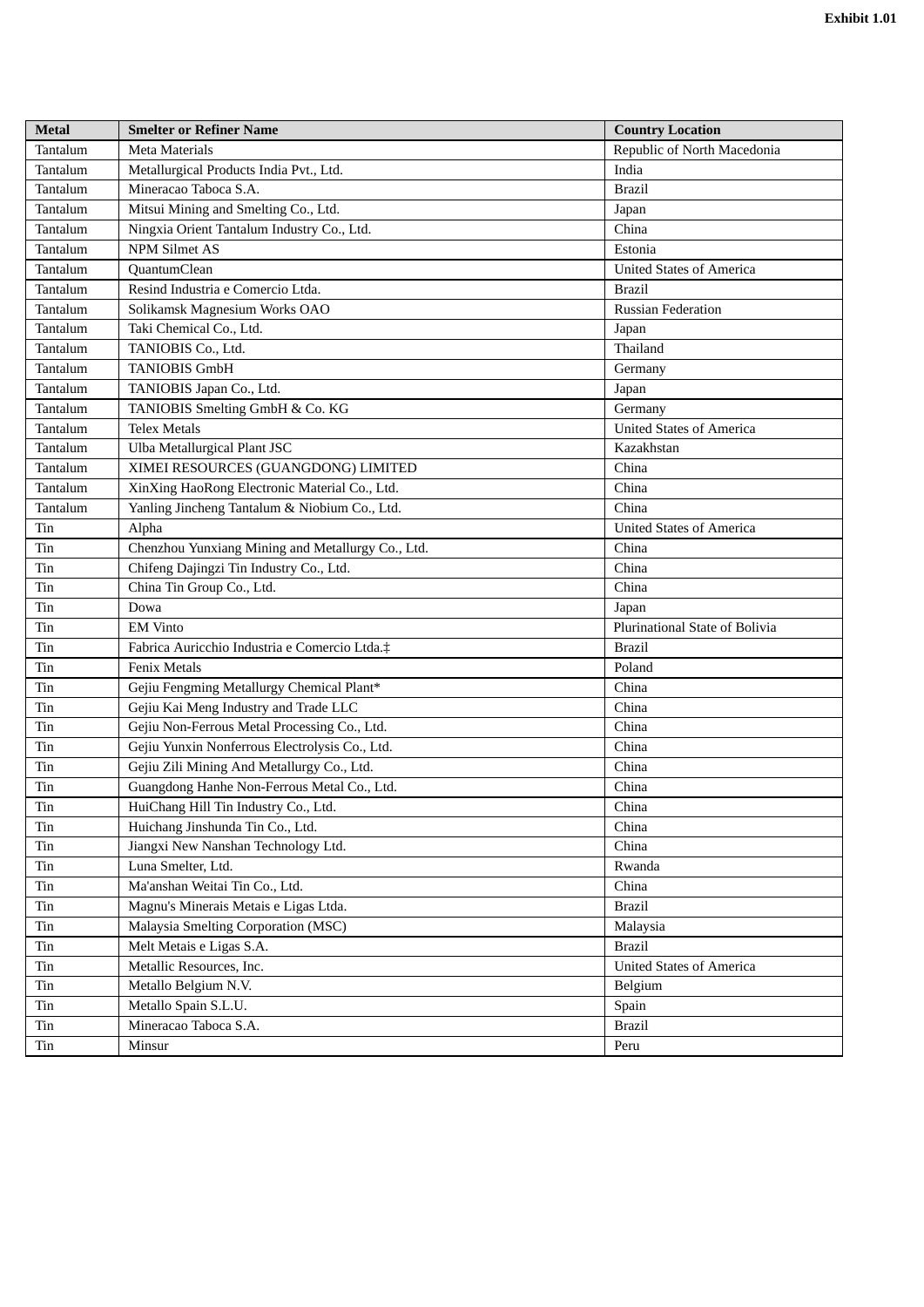**Exhibit 1.01**

| Metal | Smelter or Refiner Name | Country Location |
|---|---|---|
| Tantalum | Meta Materials | Republic of North Macedonia |
| Tantalum | Metallurgical Products India Pvt., Ltd. | India |
| Tantalum | Mineracao Taboca S.A. | Brazil |
| Tantalum | Mitsui Mining and Smelting Co., Ltd. | Japan |
| Tantalum | Ningxia Orient Tantalum Industry Co., Ltd. | China |
| Tantalum | NPM Silmet AS | Estonia |
| Tantalum | QuantumClean | United States of America |
| Tantalum | Resind Industria e Comercio Ltda. | Brazil |
| Tantalum | Solikamsk Magnesium Works OAO | Russian Federation |
| Tantalum | Taki Chemical Co., Ltd. | Japan |
| Tantalum | TANIOBIS Co., Ltd. | Thailand |
| Tantalum | TANIOBIS GmbH | Germany |
| Tantalum | TANIOBIS Japan Co., Ltd. | Japan |
| Tantalum | TANIOBIS Smelting GmbH & Co. KG | Germany |
| Tantalum | Telex Metals | United States of America |
| Tantalum | Ulba Metallurgical Plant JSC | Kazakhstan |
| Tantalum | XIMEI RESOURCES (GUANGDONG) LIMITED | China |
| Tantalum | XinXing HaoRong Electronic Material Co., Ltd. | China |
| Tantalum | Yanling Jincheng Tantalum & Niobium Co., Ltd. | China |
| Tin | Alpha | United States of America |
| Tin | Chenzhou Yunxiang Mining and Metallurgy Co., Ltd. | China |
| Tin | Chifeng Dajingzi Tin Industry Co., Ltd. | China |
| Tin | China Tin Group Co., Ltd. | China |
| Tin | Dowa | Japan |
| Tin | EM Vinto | Plurinational State of Bolivia |
| Tin | Fabrica Auricchio Industria e Comercio Ltda.‡ | Brazil |
| Tin | Fenix Metals | Poland |
| Tin | Gejiu Fengming Metallurgy Chemical Plant* | China |
| Tin | Gejiu Kai Meng Industry and Trade LLC | China |
| Tin | Gejiu Non-Ferrous Metal Processing Co., Ltd. | China |
| Tin | Gejiu Yunxin Nonferrous Electrolysis Co., Ltd. | China |
| Tin | Gejiu Zili Mining And Metallurgy Co., Ltd. | China |
| Tin | Guangdong Hanhe Non-Ferrous Metal Co., Ltd. | China |
| Tin | HuiChang Hill Tin Industry Co., Ltd. | China |
| Tin | Huichang Jinshunda Tin Co., Ltd. | China |
| Tin | Jiangxi New Nanshan Technology Ltd. | China |
| Tin | Luna Smelter, Ltd. | Rwanda |
| Tin | Ma'anshan Weitai Tin Co., Ltd. | China |
| Tin | Magnu's Minerais Metais e Ligas Ltda. | Brazil |
| Tin | Malaysia Smelting Corporation (MSC) | Malaysia |
| Tin | Melt Metais e Ligas S.A. | Brazil |
| Tin | Metallic Resources, Inc. | United States of America |
| Tin | Metallo Belgium N.V. | Belgium |
| Tin | Metallo Spain S.L.U. | Spain |
| Tin | Mineracao Taboca S.A. | Brazil |
| Tin | Minsur | Peru |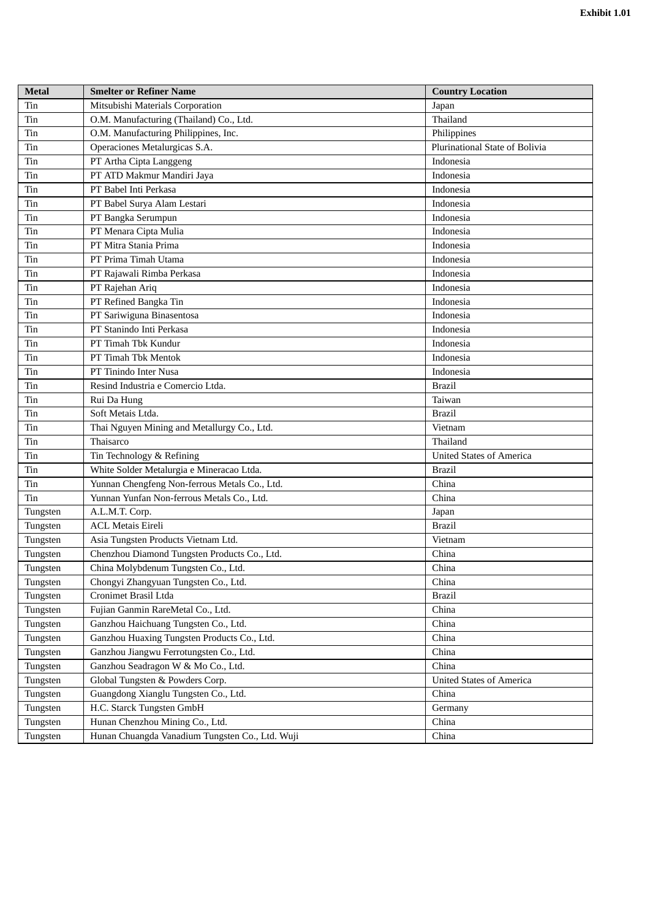**Exhibit 1.01**

| Metal | Smelter or Refiner Name | Country Location |
|---|---|---|
| Tin | Mitsubishi Materials Corporation | Japan |
| Tin | O.M. Manufacturing (Thailand) Co., Ltd. | Thailand |
| Tin | O.M. Manufacturing Philippines, Inc. | Philippines |
| Tin | Operaciones Metalurgicas S.A. | Plurinational State of Bolivia |
| Tin | PT Artha Cipta Langgeng | Indonesia |
| Tin | PT ATD Makmur Mandiri Jaya | Indonesia |
| Tin | PT Babel Inti Perkasa | Indonesia |
| Tin | PT Babel Surya Alam Lestari | Indonesia |
| Tin | PT Bangka Serumpun | Indonesia |
| Tin | PT Menara Cipta Mulia | Indonesia |
| Tin | PT Mitra Stania Prima | Indonesia |
| Tin | PT Prima Timah Utama | Indonesia |
| Tin | PT Rajawali Rimba Perkasa | Indonesia |
| Tin | PT Rajehan Ariq | Indonesia |
| Tin | PT Refined Bangka Tin | Indonesia |
| Tin | PT Sariwiguna Binasentosa | Indonesia |
| Tin | PT Stanindo Inti Perkasa | Indonesia |
| Tin | PT Timah Tbk Kundur | Indonesia |
| Tin | PT Timah Tbk Mentok | Indonesia |
| Tin | PT Tinindo Inter Nusa | Indonesia |
| Tin | Resind Industria e Comercio Ltda. | Brazil |
| Tin | Rui Da Hung | Taiwan |
| Tin | Soft Metais Ltda. | Brazil |
| Tin | Thai Nguyen Mining and Metallurgy Co., Ltd. | Vietnam |
| Tin | Thaisarco | Thailand |
| Tin | Tin Technology & Refining | United States of America |
| Tin | White Solder Metalurgia e Mineracao Ltda. | Brazil |
| Tin | Yunnan Chengfeng Non-ferrous Metals Co., Ltd. | China |
| Tin | Yunnan Yunfan Non-ferrous Metals Co., Ltd. | China |
| Tungsten | A.L.M.T. Corp. | Japan |
| Tungsten | ACL Metais Eireli | Brazil |
| Tungsten | Asia Tungsten Products Vietnam Ltd. | Vietnam |
| Tungsten | Chenzhou Diamond Tungsten Products Co., Ltd. | China |
| Tungsten | China Molybdenum Tungsten Co., Ltd. | China |
| Tungsten | Chongyi Zhangyuan Tungsten Co., Ltd. | China |
| Tungsten | Cronimet Brasil Ltda | Brazil |
| Tungsten | Fujian Ganmin RareMetal Co., Ltd. | China |
| Tungsten | Ganzhou Haichuang Tungsten Co., Ltd. | China |
| Tungsten | Ganzhou Huaxing Tungsten Products Co., Ltd. | China |
| Tungsten | Ganzhou Jiangwu Ferrotungsten Co., Ltd. | China |
| Tungsten | Ganzhou Seadragon W & Mo Co., Ltd. | China |
| Tungsten | Global Tungsten & Powders Corp. | United States of America |
| Tungsten | Guangdong Xianglu Tungsten Co., Ltd. | China |
| Tungsten | H.C. Starck Tungsten GmbH | Germany |
| Tungsten | Hunan Chenzhou Mining Co., Ltd. | China |
| Tungsten | Hunan Chuangda Vanadium Tungsten Co., Ltd. Wuji | China |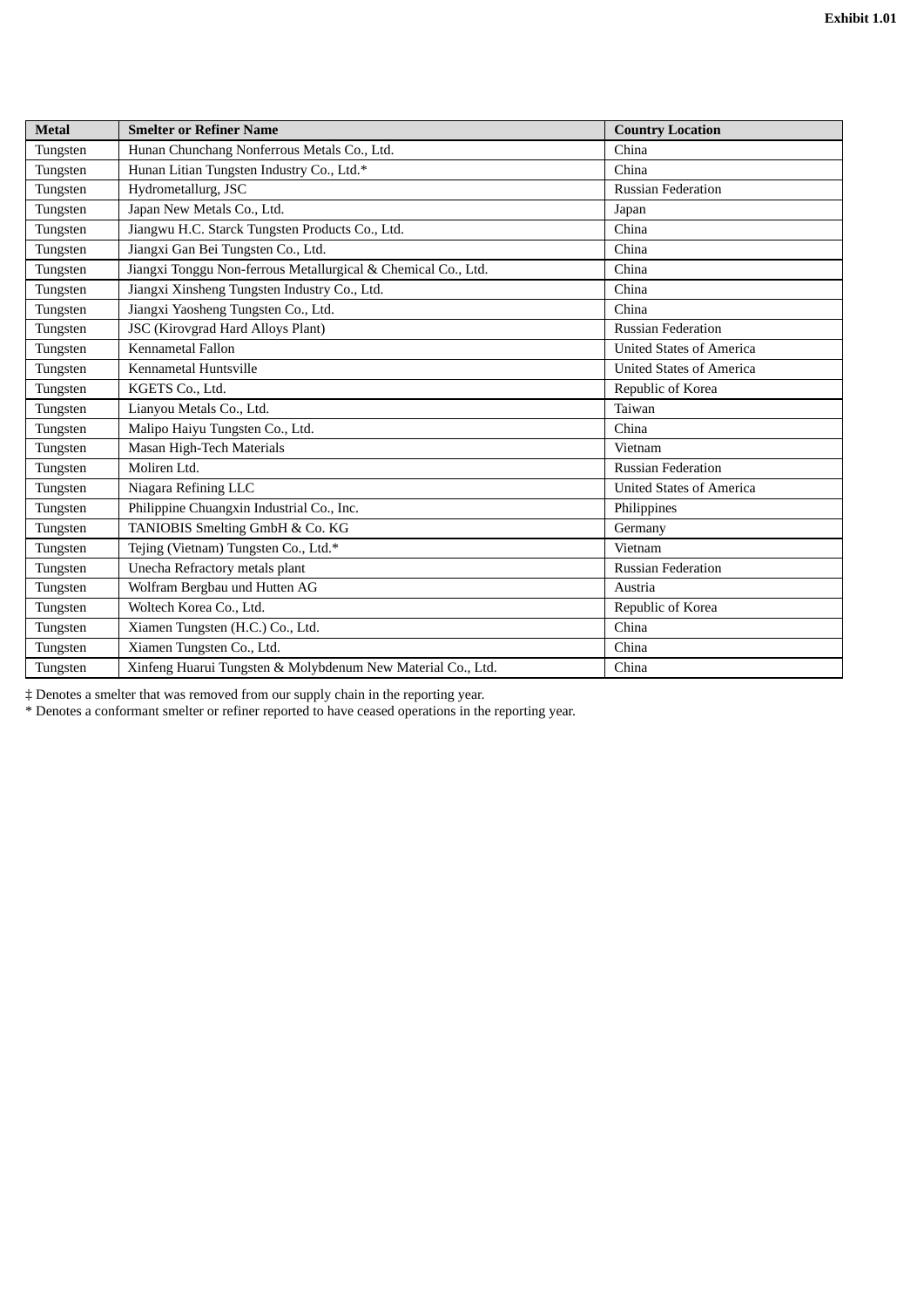Exhibit 1.01

| Metal | Smelter or Refiner Name | Country Location |
| --- | --- | --- |
| Tungsten | Hunan Chunchang Nonferrous Metals Co., Ltd. | China |
| Tungsten | Hunan Litian Tungsten Industry Co., Ltd.* | China |
| Tungsten | Hydrometallurg, JSC | Russian Federation |
| Tungsten | Japan New Metals Co., Ltd. | Japan |
| Tungsten | Jiangwu H.C. Starck Tungsten Products Co., Ltd. | China |
| Tungsten | Jiangxi Gan Bei Tungsten Co., Ltd. | China |
| Tungsten | Jiangxi Tonggu Non-ferrous Metallurgical & Chemical Co., Ltd. | China |
| Tungsten | Jiangxi Xinsheng Tungsten Industry Co., Ltd. | China |
| Tungsten | Jiangxi Yaosheng Tungsten Co., Ltd. | China |
| Tungsten | JSC (Kirovgrad Hard Alloys Plant) | Russian Federation |
| Tungsten | Kennametal Fallon | United States of America |
| Tungsten | Kennametal Huntsville | United States of America |
| Tungsten | KGETS Co., Ltd. | Republic of Korea |
| Tungsten | Lianyou Metals Co., Ltd. | Taiwan |
| Tungsten | Malipo Haiyu Tungsten Co., Ltd. | China |
| Tungsten | Masan High-Tech Materials | Vietnam |
| Tungsten | Moliren Ltd. | Russian Federation |
| Tungsten | Niagara Refining LLC | United States of America |
| Tungsten | Philippine Chuangxin Industrial Co., Inc. | Philippines |
| Tungsten | TANIOBIS Smelting GmbH & Co. KG | Germany |
| Tungsten | Tejing (Vietnam) Tungsten Co., Ltd.* | Vietnam |
| Tungsten | Unecha Refractory metals plant | Russian Federation |
| Tungsten | Wolfram Bergbau und Hutten AG | Austria |
| Tungsten | Woltech Korea Co., Ltd. | Republic of Korea |
| Tungsten | Xiamen Tungsten (H.C.) Co., Ltd. | China |
| Tungsten | Xiamen Tungsten Co., Ltd. | China |
| Tungsten | Xinfeng Huarui Tungsten & Molybdenum New Material Co., Ltd. | China |

‡ Denotes a smelter that was removed from our supply chain in the reporting year.
* Denotes a conformant smelter or refiner reported to have ceased operations in the reporting year.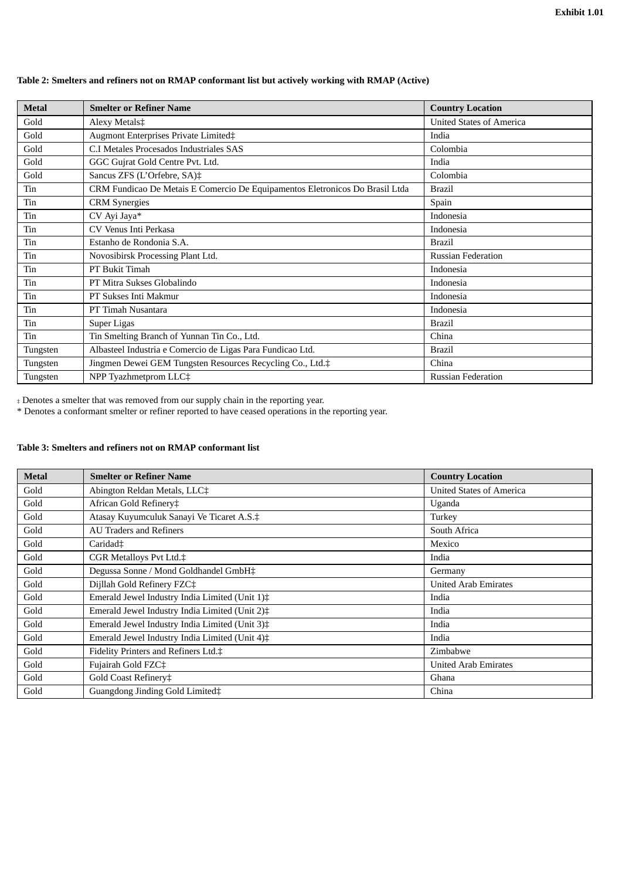**Exhibit 1.01**

**Table 2: Smelters and refiners not on RMAP conformant list but actively working with RMAP (Active)**

| Metal | Smelter or Refiner Name | Country Location |
|---|---|---|
| Gold | Alexy Metals‡ | United States of America |
| Gold | Augmont Enterprises Private Limited‡ | India |
| Gold | C.I Metales Procesados Industriales SAS | Colombia |
| Gold | GGC Gujrat Gold Centre Pvt. Ltd. | India |
| Gold | Sancus ZFS (L'Orfebre, SA)‡ | Colombia |
| Tin | CRM Fundicao De Metais E Comercio De Equipamentos Eletronicos Do Brasil Ltda | Brazil |
| Tin | CRM Synergies | Spain |
| Tin | CV Ayi Jaya* | Indonesia |
| Tin | CV Venus Inti Perkasa | Indonesia |
| Tin | Estanho de Rondonia S.A. | Brazil |
| Tin | Novosibirsk Processing Plant Ltd. | Russian Federation |
| Tin | PT Bukit Timah | Indonesia |
| Tin | PT Mitra Sukses Globalindo | Indonesia |
| Tin | PT Sukses Inti Makmur | Indonesia |
| Tin | PT Timah Nusantara | Indonesia |
| Tin | Super Ligas | Brazil |
| Tin | Tin Smelting Branch of Yunnan Tin Co., Ltd. | China |
| Tungsten | Albasteel Industria e Comercio de Ligas Para Fundicao Ltd. | Brazil |
| Tungsten | Jingmen Dewei GEM Tungsten Resources Recycling Co., Ltd.‡ | China |
| Tungsten | NPP Tyazhmetprom LLC‡ | Russian Federation |

‡ Denotes a smelter that was removed from our supply chain in the reporting year.
* Denotes a conformant smelter or refiner reported to have ceased operations in the reporting year.

**Table 3: Smelters and refiners not on RMAP conformant list**

| Metal | Smelter or Refiner Name | Country Location |
|---|---|---|
| Gold | Abington Reldan Metals, LLC‡ | United States of America |
| Gold | African Gold Refinery‡ | Uganda |
| Gold | Atasay Kuyumculuk Sanayi Ve Ticaret A.S.‡ | Turkey |
| Gold | AU Traders and Refiners | South Africa |
| Gold | Caridad‡ | Mexico |
| Gold | CGR Metalloys Pvt Ltd.‡ | India |
| Gold | Degussa Sonne / Mond Goldhandel GmbH‡ | Germany |
| Gold | Dijllah Gold Refinery FZC‡ | United Arab Emirates |
| Gold | Emerald Jewel Industry India Limited (Unit 1)‡ | India |
| Gold | Emerald Jewel Industry India Limited (Unit 2)‡ | India |
| Gold | Emerald Jewel Industry India Limited (Unit 3)‡ | India |
| Gold | Emerald Jewel Industry India Limited (Unit 4)‡ | India |
| Gold | Fidelity Printers and Refiners Ltd.‡ | Zimbabwe |
| Gold | Fujairah Gold FZC‡ | United Arab Emirates |
| Gold | Gold Coast Refinery‡ | Ghana |
| Gold | Guangdong Jinding Gold Limited‡ | China |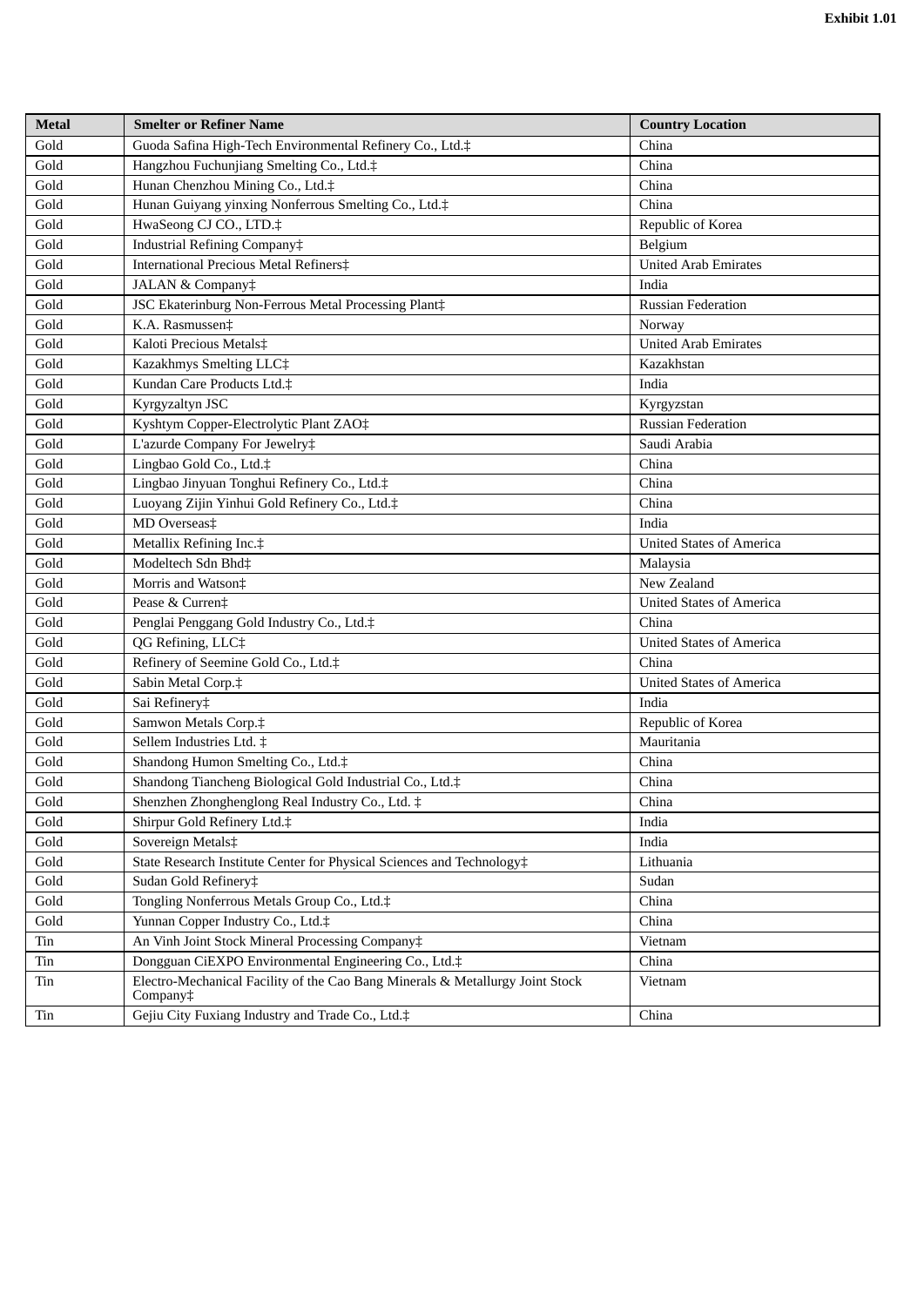**Exhibit 1.01**

| Metal | Smelter or Refiner Name | Country Location |
|---|---|---|
| Gold | Guoda Safina High-Tech Environmental Refinery Co., Ltd.‡ | China |
| Gold | Hangzhou Fuchunjiang Smelting Co., Ltd.‡ | China |
| Gold | Hunan Chenzhou Mining Co., Ltd.‡ | China |
| Gold | Hunan Guiyang yinxing Nonferrous Smelting Co., Ltd.‡ | China |
| Gold | HwaSeong CJ CO., LTD.‡ | Republic of Korea |
| Gold | Industrial Refining Company‡ | Belgium |
| Gold | International Precious Metal Refiners‡ | United Arab Emirates |
| Gold | JALAN & Company‡ | India |
| Gold | JSC Ekaterinburg Non-Ferrous Metal Processing Plant‡ | Russian Federation |
| Gold | K.A. Rasmussen‡ | Norway |
| Gold | Kaloti Precious Metals‡ | United Arab Emirates |
| Gold | Kazakhmys Smelting LLC‡ | Kazakhstan |
| Gold | Kundan Care Products Ltd.‡ | India |
| Gold | Kyrgyzaltyn JSC | Kyrgyzstan |
| Gold | Kyshtym Copper-Electrolytic Plant ZAO‡ | Russian Federation |
| Gold | L'azurde Company For Jewelry‡ | Saudi Arabia |
| Gold | Lingbao Gold Co., Ltd.‡ | China |
| Gold | Lingbao Jinyuan Tonghui Refinery Co., Ltd.‡ | China |
| Gold | Luoyang Zijin Yinhui Gold Refinery Co., Ltd.‡ | China |
| Gold | MD Overseas‡ | India |
| Gold | Metallix Refining Inc.‡ | United States of America |
| Gold | Modeltech Sdn Bhd‡ | Malaysia |
| Gold | Morris and Watson‡ | New Zealand |
| Gold | Pease & Curren‡ | United States of America |
| Gold | Penglai Penggang Gold Industry Co., Ltd.‡ | China |
| Gold | QG Refining, LLC‡ | United States of America |
| Gold | Refinery of Seemine Gold Co., Ltd.‡ | China |
| Gold | Sabin Metal Corp.‡ | United States of America |
| Gold | Sai Refinery‡ | India |
| Gold | Samwon Metals Corp.‡ | Republic of Korea |
| Gold | Sellem Industries Ltd. ‡ | Mauritania |
| Gold | Shandong Humon Smelting Co., Ltd.‡ | China |
| Gold | Shandong Tiancheng Biological Gold Industrial Co., Ltd.‡ | China |
| Gold | Shenzhen Zhonghenglong Real Industry Co., Ltd. ‡ | China |
| Gold | Shirpur Gold Refinery Ltd.‡ | India |
| Gold | Sovereign Metals‡ | India |
| Gold | State Research Institute Center for Physical Sciences and Technology‡ | Lithuania |
| Gold | Sudan Gold Refinery‡ | Sudan |
| Gold | Tongling Nonferrous Metals Group Co., Ltd.‡ | China |
| Gold | Yunnan Copper Industry Co., Ltd.‡ | China |
| Tin | An Vinh Joint Stock Mineral Processing Company‡ | Vietnam |
| Tin | Dongguan CiEXPO Environmental Engineering Co., Ltd.‡ | China |
| Tin | Electro-Mechanical Facility of the Cao Bang Minerals & Metallurgy Joint Stock Company‡ | Vietnam |
| Tin | Gejiu City Fuxiang Industry and Trade Co., Ltd.‡ | China |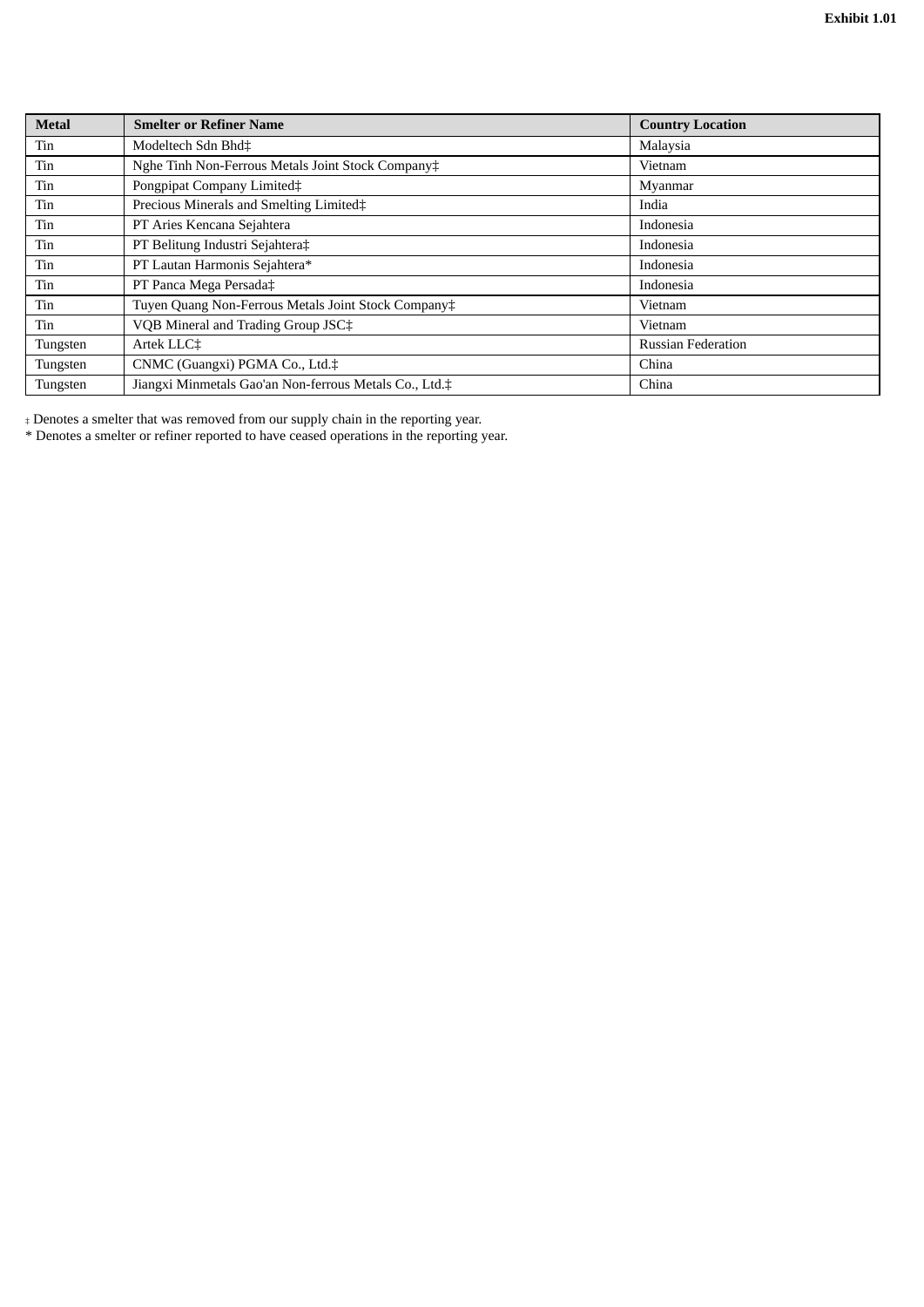**Exhibit 1.01**

| Metal | Smelter or Refiner Name | Country Location |
|---|---|---|
| Tin | Modeltech Sdn Bhd‡ | Malaysia |
| Tin | Nghe Tinh Non-Ferrous Metals Joint Stock Company‡ | Vietnam |
| Tin | Pongpipat Company Limited‡ | Myanmar |
| Tin | Precious Minerals and Smelting Limited‡ | India |
| Tin | PT Aries Kencana Sejahtera | Indonesia |
| Tin | PT Belitung Industri Sejahtera‡ | Indonesia |
| Tin | PT Lautan Harmonis Sejahtera* | Indonesia |
| Tin | PT Panca Mega Persada‡ | Indonesia |
| Tin | Tuyen Quang Non-Ferrous Metals Joint Stock Company‡ | Vietnam |
| Tin | VQB Mineral and Trading Group JSC‡ | Vietnam |
| Tungsten | Artek LLC‡ | Russian Federation |
| Tungsten | CNMC (Guangxi) PGMA Co., Ltd.‡ | China |
| Tungsten | Jiangxi Minmetals Gao'an Non-ferrous Metals Co., Ltd.‡ | China |

‡ Denotes a smelter that was removed from our supply chain in the reporting year.

* Denotes a smelter or refiner reported to have ceased operations in the reporting year.